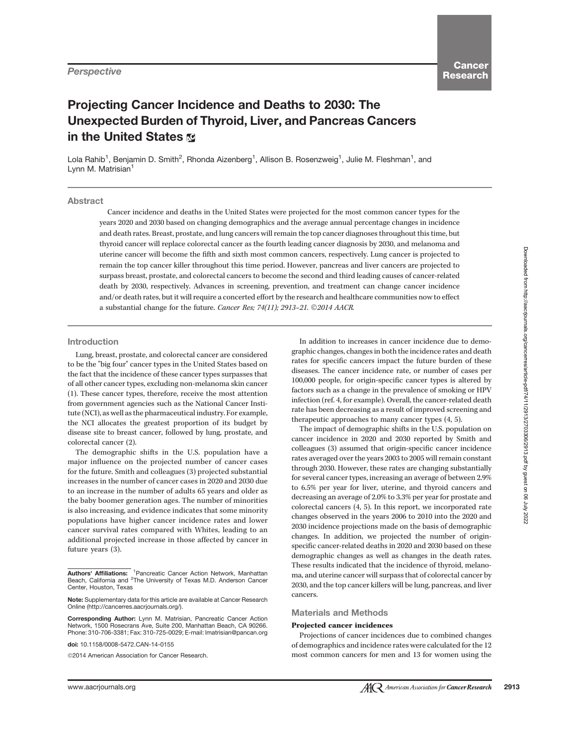*Perspective*

# Projecting Cancer Incidence and Deaths to 2030: The Unexpected Burden of Thyroid, Liver, and Pancreas Cancers in the United States

Lola Rahib[1], Benjamin D. Smith[2], Rhonda Aizenberg[1], Allison B. Rosenzweig[1], Julie M. Fleshman[1], and Lynn M. Matrisian[1]

## Abstract

Cancer incidence and deaths in the United States were projected for the most common cancer types for the years 2020 and 2030 based on changing demographics and the average annual percentage changes in incidence and death rates. Breast, prostate, and lung cancers will remain the top cancer diagnoses throughout this time, but thyroid cancer will replace colorectal cancer as the fourth leading cancer diagnosis by 2030, and melanoma and uterine cancer will become the fifth and sixth most common cancers, respectively. Lung cancer is projected to remain the top cancer killer throughout this time period. However, pancreas and liver cancers are projected to surpass breast, prostate, and colorectal cancers to become the second and third leading causes of cancer-related death by 2030, respectively. Advances in screening, prevention, and treatment can change cancer incidence and/or death rates, but it will require a concerted effort by the research and healthcare communities now to effect a substantial change for the future. *Cancer Res; 74(11); 2913–21. ©2014 AACR.*

## Introduction

Lung, breast, prostate, and colorectal cancer are considered to be the "big four" cancer types in the United States based on the fact that the incidence of these cancer types surpasses that of all other cancer types, excluding non-melanoma skin cancer (1). These cancer types, therefore, receive the most attention from government agencies such as the National Cancer Institute (NCI), as well as the pharmaceutical industry. For example, the NCI allocates the greatest proportion of its budget by disease site to breast cancer, followed by lung, prostate, and colorectal cancer (2).

The demographic shifts in the U.S. population have a major influence on the projected number of cancer cases for the future. Smith and colleagues (3) projected substantial increases in the number of cancer cases in 2020 and 2030 due to an increase in the number of adults 65 years and older as the baby boomer generation ages. The number of minorities is also increasing, and evidence indicates that some minority populations have higher cancer incidence rates and lower cancer survival rates compared with Whites, leading to an additional projected increase in those affected by cancer in future years (3).

In addition to increases in cancer incidence due to demographic changes, changes in both the incidence rates and death rates for specific cancers impact the future burden of these diseases. The cancer incidence rate, or number of cases per 100,000 people, for origin-specific cancer types is altered by factors such as a change in the prevalence of smoking or HPV infection (ref. 4, for example). Overall, the cancer-related death rate has been decreasing as a result of improved screening and therapeutic approaches to many cancer types (4, 5).

The impact of demographic shifts in the U.S. population on cancer incidence in 2020 and 2030 reported by Smith and colleagues (3) assumed that origin-specific cancer incidence rates averaged over the years 2003 to 2005 will remain constant through 2030. However, these rates are changing substantially for several cancer types, increasing an average of between 2.9% to 6.5% per year for liver, uterine, and thyroid cancers and decreasing an average of 2.0% to 3.3% per year for prostate and colorectal cancers (4, 5). In this report, we incorporated rate changes observed in the years 2006 to 2010 into the 2020 and 2030 incidence projections made on the basis of demographic changes. In addition, we projected the number of origin-specific cancer-related deaths in 2020 and 2030 based on these demographic changes as well as changes in the death rates. These results indicated that the incidence of thyroid, melanoma, and uterine cancer will surpass that of colorectal cancer by 2030, and the top cancer killers will be lung, pancreas, and liver cancers.

## Materials and Methods

### Projected cancer incidences

Projections of cancer incidences due to combined changes of demographics and incidence rates were calculated for the 12 most common cancers for men and 13 for women using the

---

**Authors' Affiliations:** [1]Pancreatic Cancer Action Network, Manhattan Beach, California and [2]The University of Texas M.D. Anderson Cancer Center, Houston, Texas

**Note:** Supplementary data for this article are available at Cancer Research Online (http://cancerres.aacrjournals.org/).

**Corresponding Author:** Lynn M. Matrisian, Pancreatic Cancer Action Network, 1500 Rosecrans Ave, Suite 200, Manhattan Beach, CA 90266. Phone: 310-706-3381; Fax: 310-725-0029; E-mail: lmatrisian@pancan.org

**doi:** 10.1158/0008-5472.CAN-14-0155

©2014 American Association for Cancer Research.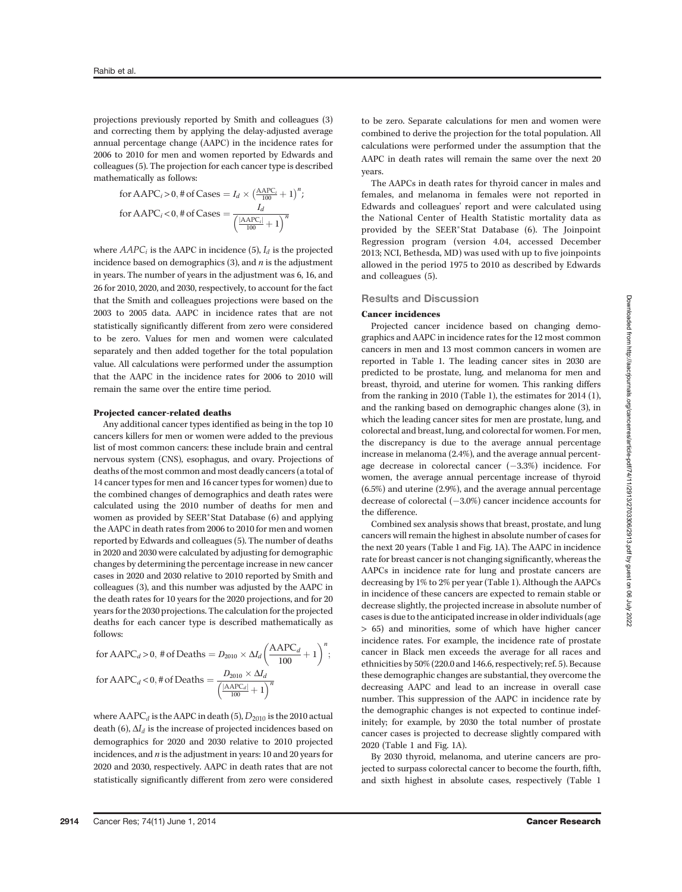projections previously reported by Smith and colleagues (3) and correcting them by applying the delay-adjusted average annual percentage change (AAPC) in the incidence rates for 2006 to 2010 for men and women reported by Edwards and colleagues (5). The projection for each cancer type is described mathematically as follows:

$$\text{for AAPC}_i > 0, \text{\# of Cases} = I_d \times \left(\frac{\text{AAPC}_i}{100} + 1\right)^n;$$

$$\text{for AAPC}_i < 0, \text{\# of Cases} = \frac{I_d}{\left(\frac{|\text{AAPC}_i|}{100} + 1\right)^n}$$

where $AAPC_i$ is the AAPC in incidence (5), $I_d$ is the projected incidence based on demographics (3), and $n$ is the adjustment in years. The number of years in the adjustment was 6, 16, and 26 for 2010, 2020, and 2030, respectively, to account for the fact that the Smith and colleagues projections were based on the 2003 to 2005 data. AAPC in incidence rates that are not statistically significantly different from zero were considered to be zero. Values for men and women were calculated separately and then added together for the total population value. All calculations were performed under the assumption that the AAPC in the incidence rates for 2006 to 2010 will remain the same over the entire time period.

### Projected cancer-related deaths

Any additional cancer types identified as being in the top 10 cancers killers for men or women were added to the previous list of most common cancers: these include brain and central nervous system (CNS), esophagus, and ovary. Projections of deaths of the most common and most deadly cancers (a total of 14 cancer types for men and 16 cancer types for women) due to the combined changes of demographics and death rates were calculated using the 2010 number of deaths for men and women as provided by SEER*Stat Database (6) and applying the AAPC in death rates from 2006 to 2010 for men and women reported by Edwards and colleagues (5). The number of deaths in 2020 and 2030 were calculated by adjusting for demographic changes by determining the percentage increase in new cancer cases in 2020 and 2030 relative to 2010 reported by Smith and colleagues (3), and this number was adjusted by the AAPC in the death rates for 10 years for the 2020 projections, and for 20 years for the 2030 projections. The calculation for the projected deaths for each cancer type is described mathematically as follows:

$$\text{for AAPC}_d > 0, \text{\# of Deaths} = D_{2010} \times \Delta I_d \left(\frac{\text{AAPC}_d}{100} + 1\right)^n;$$

$$\text{for AAPC}_d < 0, \text{\# of Deaths} = \frac{D_{2010} \times \Delta I_d}{\left(\frac{|\text{AAPC}_d|}{100} + 1\right)^n}$$

where $\text{AAPC}_d$ is the AAPC in death (5), $D_{2010}$ is the 2010 actual death (6), $\Delta I_d$ is the increase of projected incidences based on demographics for 2020 and 2030 relative to 2010 projected incidences, and $n$ is the adjustment in years: 10 and 20 years for 2020 and 2030, respectively. AAPC in death rates that are not statistically significantly different from zero were considered to be zero. Separate calculations for men and women were combined to derive the projection for the total population. All calculations were performed under the assumption that the AAPC in death rates will remain the same over the next 20 years.

The AAPCs in death rates for thyroid cancer in males and females, and melanoma in females were not reported in Edwards and colleagues' report and were calculated using the National Center of Health Statistic mortality data as provided by the SEER*Stat Database (6). The Joinpoint Regression program (version 4.04, accessed December 2013; NCI, Bethesda, MD) was used with up to five joinpoints allowed in the period 1975 to 2010 as described by Edwards and colleagues (5).

## Results and Discussion

### Cancer incidences

Projected cancer incidence based on changing demographics and AAPC in incidence rates for the 12 most common cancers in men and 13 most common cancers in women are reported in Table 1. The leading cancer sites in 2030 are predicted to be prostate, lung, and melanoma for men and breast, thyroid, and uterine for women. This ranking differs from the ranking in 2010 (Table 1), the estimates for 2014 (1), and the ranking based on demographic changes alone (3), in which the leading cancer sites for men are prostate, lung, and colorectal and breast, lung, and colorectal for women. For men, the discrepancy is due to the average annual percentage increase in melanoma (2.4%), and the average annual percentage decrease in colorectal cancer (−3.3%) incidence. For women, the average annual percentage increase of thyroid (6.5%) and uterine (2.9%), and the average annual percentage decrease of colorectal (−3.0%) cancer incidence accounts for the difference.

Combined sex analysis shows that breast, prostate, and lung cancers will remain the highest in absolute number of cases for the next 20 years (Table 1 and Fig. 1A). The AAPC in incidence rate for breast cancer is not changing significantly, whereas the AAPCs in incidence rate for lung and prostate cancers are decreasing by 1% to 2% per year (Table 1). Although the AAPCs in incidence of these cancers are expected to remain stable or decrease slightly, the projected increase in absolute number of cases is due to the anticipated increase in older individuals (age > 65) and minorities, some of which have higher cancer incidence rates. For example, the incidence rate of prostate cancer in Black men exceeds the average for all races and ethnicities by 50% (220.0 and 146.6, respectively; ref. 5). Because these demographic changes are substantial, they overcome the decreasing AAPC and lead to an increase in overall case number. This suppression of the AAPC in incidence rate by the demographic changes is not expected to continue indefinitely; for example, by 2030 the total number of prostate cancer cases is projected to decrease slightly compared with 2020 (Table 1 and Fig. 1A).

By 2030 thyroid, melanoma, and uterine cancers are projected to surpass colorectal cancer to become the fourth, fifth, and sixth highest in absolute cases, respectively (Table 1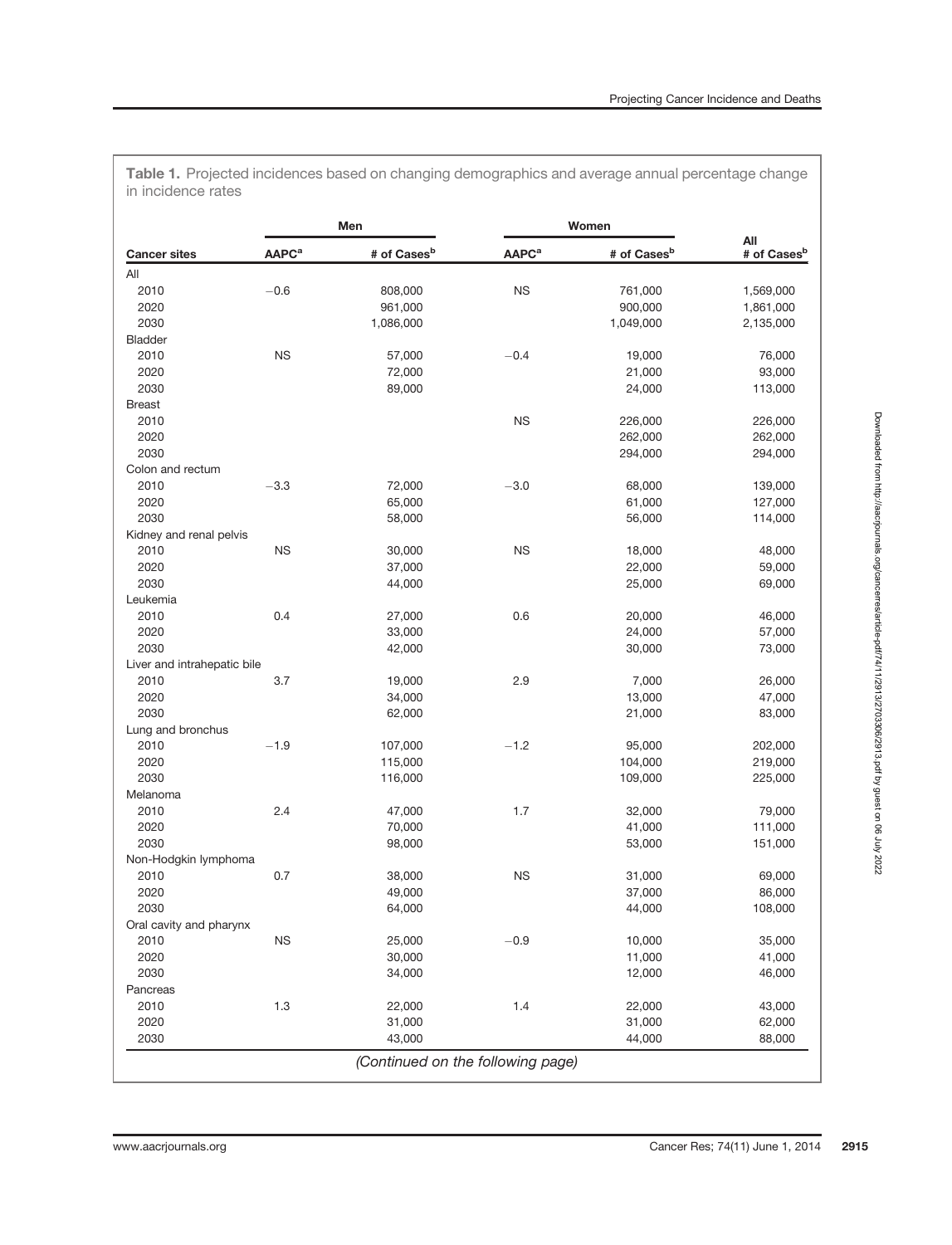**Table 1.** Projected incidences based on changing demographics and average annual percentage change in incidence rates

| | Men | | Women | | All |
|---|---|---|---|---|---|
| **Cancer sites** | **AAPC[a]** | **# of Cases[b]** | **AAPC[a]** | **# of Cases[b]** | **# of Cases[b]** |
| All | | | | | |
| 2010 | −0.6 | 808,000 | NS | 761,000 | 1,569,000 |
| 2020 | | 961,000 | | 900,000 | 1,861,000 |
| 2030 | | 1,086,000 | | 1,049,000 | 2,135,000 |
| Bladder | | | | | |
| 2010 | NS | 57,000 | −0.4 | 19,000 | 76,000 |
| 2020 | | 72,000 | | 21,000 | 93,000 |
| 2030 | | 89,000 | | 24,000 | 113,000 |
| Breast | | | | | |
| 2010 | | | NS | 226,000 | 226,000 |
| 2020 | | | | 262,000 | 262,000 |
| 2030 | | | | 294,000 | 294,000 |
| Colon and rectum | | | | | |
| 2010 | −3.3 | 72,000 | −3.0 | 68,000 | 139,000 |
| 2020 | | 65,000 | | 61,000 | 127,000 |
| 2030 | | 58,000 | | 56,000 | 114,000 |
| Kidney and renal pelvis | | | | | |
| 2010 | NS | 30,000 | NS | 18,000 | 48,000 |
| 2020 | | 37,000 | | 22,000 | 59,000 |
| 2030 | | 44,000 | | 25,000 | 69,000 |
| Leukemia | | | | | |
| 2010 | 0.4 | 27,000 | 0.6 | 20,000 | 46,000 |
| 2020 | | 33,000 | | 24,000 | 57,000 |
| 2030 | | 42,000 | | 30,000 | 73,000 |
| Liver and intrahepatic bile | | | | | |
| 2010 | 3.7 | 19,000 | 2.9 | 7,000 | 26,000 |
| 2020 | | 34,000 | | 13,000 | 47,000 |
| 2030 | | 62,000 | | 21,000 | 83,000 |
| Lung and bronchus | | | | | |
| 2010 | −1.9 | 107,000 | −1.2 | 95,000 | 202,000 |
| 2020 | | 115,000 | | 104,000 | 219,000 |
| 2030 | | 116,000 | | 109,000 | 225,000 |
| Melanoma | | | | | |
| 2010 | 2.4 | 47,000 | 1.7 | 32,000 | 79,000 |
| 2020 | | 70,000 | | 41,000 | 111,000 |
| 2030 | | 98,000 | | 53,000 | 151,000 |
| Non-Hodgkin lymphoma | | | | | |
| 2010 | 0.7 | 38,000 | NS | 31,000 | 69,000 |
| 2020 | | 49,000 | | 37,000 | 86,000 |
| 2030 | | 64,000 | | 44,000 | 108,000 |
| Oral cavity and pharynx | | | | | |
| 2010 | NS | 25,000 | −0.9 | 10,000 | 35,000 |
| 2020 | | 30,000 | | 11,000 | 41,000 |
| 2030 | | 34,000 | | 12,000 | 46,000 |
| Pancreas | | | | | |
| 2010 | 1.3 | 22,000 | 1.4 | 22,000 | 43,000 |
| 2020 | | 31,000 | | 31,000 | 62,000 |
| 2030 | | 43,000 | | 44,000 | 88,000 |

*(Continued on the following page)*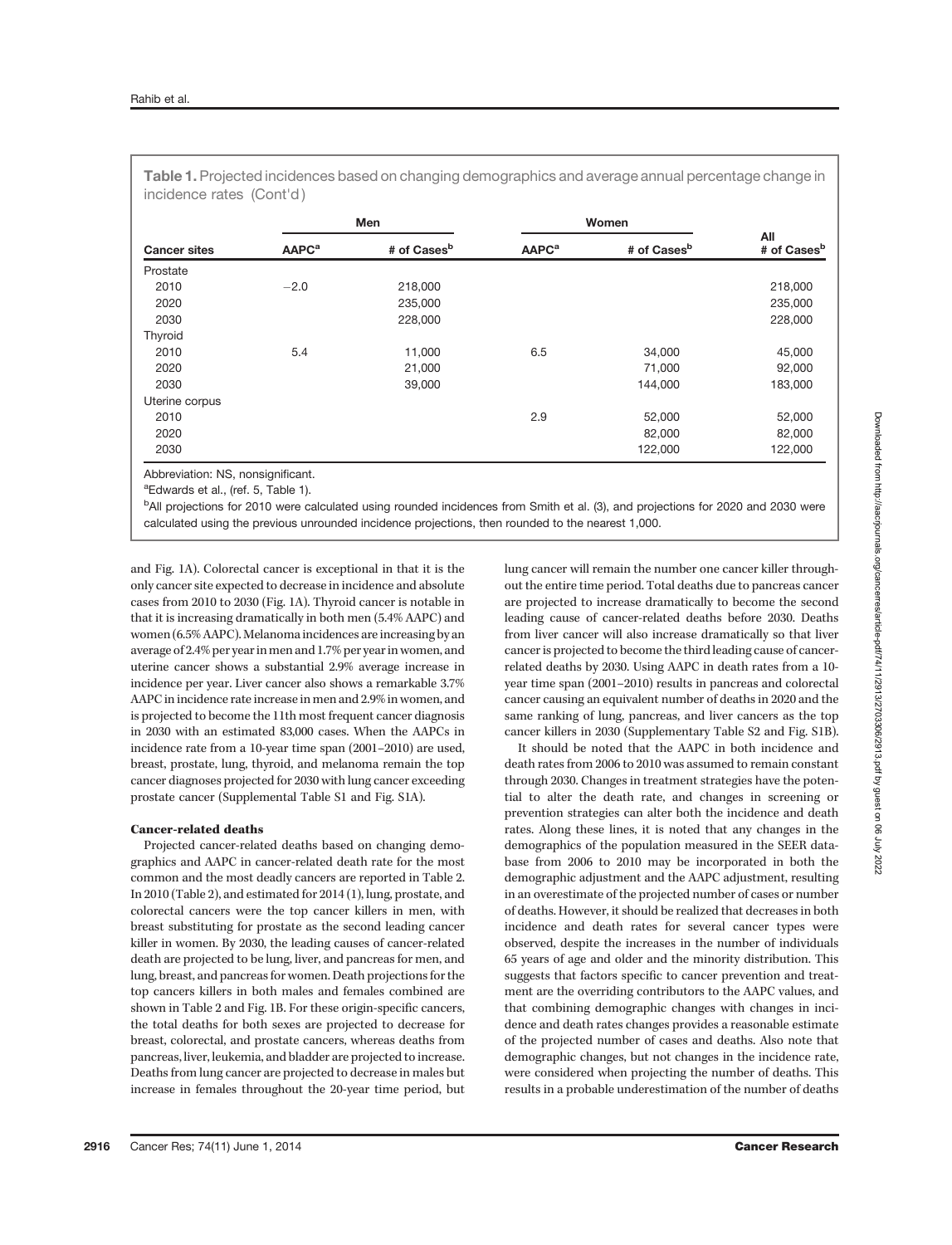**Table 1.** Projected incidences based on changing demographics and average annual percentage change in incidence rates (Cont'd)

| | Men | | Women | | |
|---|---|---|---|---|---|
| **Cancer sites** | **AAPC[a]** | **# of Cases[b]** | **AAPC[a]** | **# of Cases[b]** | **All # of Cases[b]** |
| Prostate | | | | | |
| 2010 | −2.0 | 218,000 | | | 218,000 |
| 2020 | | 235,000 | | | 235,000 |
| 2030 | | 228,000 | | | 228,000 |
| Thyroid | | | | | |
| 2010 | 5.4 | 11,000 | 6.5 | 34,000 | 45,000 |
| 2020 | | 21,000 | | 71,000 | 92,000 |
| 2030 | | 39,000 | | 144,000 | 183,000 |
| Uterine corpus | | | | | |
| 2010 | | | 2.9 | 52,000 | 52,000 |
| 2020 | | | | 82,000 | 82,000 |
| 2030 | | | | 122,000 | 122,000 |

Abbreviation: NS, nonsignificant.

[a]Edwards et al., (ref. 5, Table 1).

[b]All projections for 2010 were calculated using rounded incidences from Smith et al. (3), and projections for 2020 and 2030 were calculated using the previous unrounded incidence projections, then rounded to the nearest 1,000.

and Fig. 1A). Colorectal cancer is exceptional in that it is the only cancer site expected to decrease in incidence and absolute cases from 2010 to 2030 (Fig. 1A). Thyroid cancer is notable in that it is increasing dramatically in both men (5.4% AAPC) and women (6.5% AAPC). Melanoma incidences are increasing by an average of 2.4% per year in men and 1.7% per year in women, and uterine cancer shows a substantial 2.9% average increase in incidence per year. Liver cancer also shows a remarkable 3.7% AAPC in incidence rate increase in men and 2.9% in women, and is projected to become the 11th most frequent cancer diagnosis in 2030 with an estimated 83,000 cases. When the AAPCs in incidence rate from a 10-year time span (2001–2010) are used, breast, prostate, lung, thyroid, and melanoma remain the top cancer diagnoses projected for 2030 with lung cancer exceeding prostate cancer (Supplemental Table S1 and Fig. S1A).

#### Cancer-related deaths

Projected cancer-related deaths based on changing demographics and AAPC in cancer-related death rate for the most common and the most deadly cancers are reported in Table 2. In 2010 (Table 2), and estimated for 2014 (1), lung, prostate, and colorectal cancers were the top cancer killers in men, with breast substituting for prostate as the second leading cancer killer in women. By 2030, the leading causes of cancer-related death are projected to be lung, liver, and pancreas for men, and lung, breast, and pancreas for women. Death projections for the top cancers killers in both males and females combined are shown in Table 2 and Fig. 1B. For these origin-specific cancers, the total deaths for both sexes are projected to decrease for breast, colorectal, and prostate cancers, whereas deaths from pancreas, liver, leukemia, and bladder are projected to increase. Deaths from lung cancer are projected to decrease in males but increase in females throughout the 20-year time period, but lung cancer will remain the number one cancer killer throughout the entire time period. Total deaths due to pancreas cancer are projected to increase dramatically to become the second leading cause of cancer-related deaths before 2030. Deaths from liver cancer will also increase dramatically so that liver cancer is projected to become the third leading cause of cancer-related deaths by 2030. Using AAPC in death rates from a 10-year time span (2001–2010) results in pancreas and colorectal cancer causing an equivalent number of deaths in 2020 and the same ranking of lung, pancreas, and liver cancers as the top cancer killers in 2030 (Supplementary Table S2 and Fig. S1B).

It should be noted that the AAPC in both incidence and death rates from 2006 to 2010 was assumed to remain constant through 2030. Changes in treatment strategies have the potential to alter the death rate, and changes in screening or prevention strategies can alter both the incidence and death rates. Along these lines, it is noted that any changes in the demographics of the population measured in the SEER database from 2006 to 2010 may be incorporated in both the demographic adjustment and the AAPC adjustment, resulting in an overestimate of the projected number of cases or number of deaths. However, it should be realized that decreases in both incidence and death rates for several cancer types were observed, despite the increases in the number of individuals 65 years of age and older and the minority distribution. This suggests that factors specific to cancer prevention and treatment are the overriding contributors to the AAPC values, and that combining demographic changes with changes in incidence and death rates changes provides a reasonable estimate of the projected number of cases and deaths. Also note that demographic changes, but not changes in the incidence rate, were considered when projecting the number of deaths. This results in a probable underestimation of the number of deaths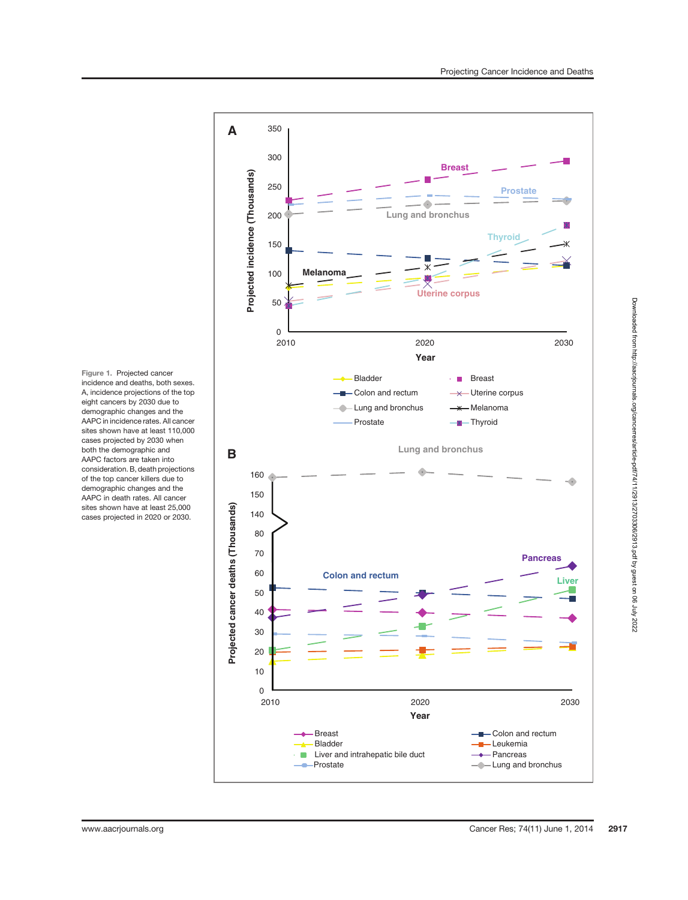Figure 1. Projected cancer incidence and deaths, both sexes. A, incidence projections of the top eight cancers by 2030 due to demographic changes and the AAPC in incidence rates. All cancer sites shown have at least 110,000 cases projected by 2030 when both the demographic and AAPC factors are taken into consideration. B, death projections of the top cancer killers due to demographic changes and the AAPC in death rates. All cancer sites shown have at least 25,000 cases projected in 2020 or 2030.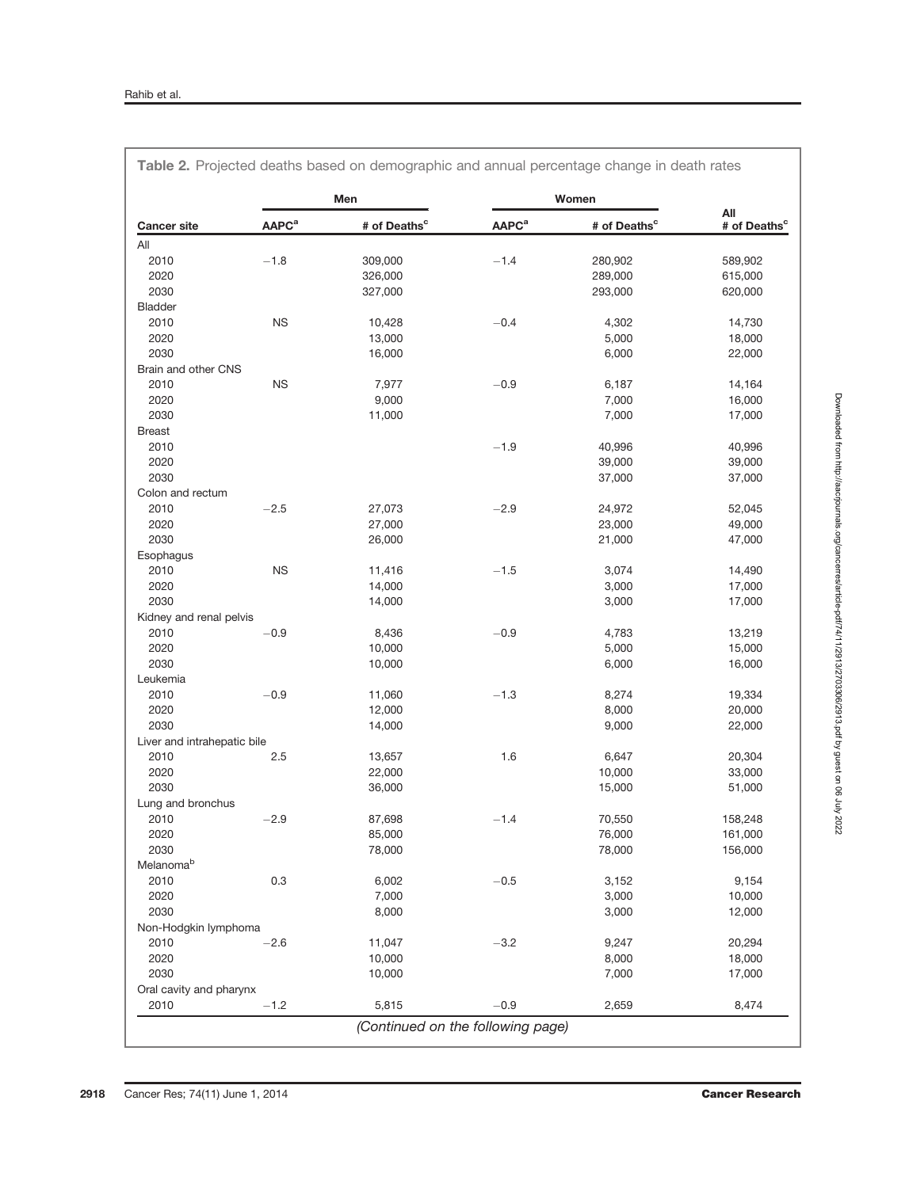**Table 2.** Projected deaths based on demographic and annual percentage change in death rates

| | Men | | Women | | All |
|---|---|---|---|---|---|
| Cancer site | AAPC[a] | # of Deaths[c] | AAPC[a] | # of Deaths[c] | # of Deaths[c] |
| All | | | | | |
| 2010 | −1.8 | 309,000 | −1.4 | 280,902 | 589,902 |
| 2020 | | 326,000 | | 289,000 | 615,000 |
| 2030 | | 327,000 | | 293,000 | 620,000 |
| Bladder | | | | | |
| 2010 | NS | 10,428 | −0.4 | 4,302 | 14,730 |
| 2020 | | 13,000 | | 5,000 | 18,000 |
| 2030 | | 16,000 | | 6,000 | 22,000 |
| Brain and other CNS | | | | | |
| 2010 | NS | 7,977 | −0.9 | 6,187 | 14,164 |
| 2020 | | 9,000 | | 7,000 | 16,000 |
| 2030 | | 11,000 | | 7,000 | 17,000 |
| Breast | | | | | |
| 2010 | | | −1.9 | 40,996 | 40,996 |
| 2020 | | | | 39,000 | 39,000 |
| 2030 | | | | 37,000 | 37,000 |
| Colon and rectum | | | | | |
| 2010 | −2.5 | 27,073 | −2.9 | 24,972 | 52,045 |
| 2020 | | 27,000 | | 23,000 | 49,000 |
| 2030 | | 26,000 | | 21,000 | 47,000 |
| Esophagus | | | | | |
| 2010 | NS | 11,416 | −1.5 | 3,074 | 14,490 |
| 2020 | | 14,000 | | 3,000 | 17,000 |
| 2030 | | 14,000 | | 3,000 | 17,000 |
| Kidney and renal pelvis | | | | | |
| 2010 | −0.9 | 8,436 | −0.9 | 4,783 | 13,219 |
| 2020 | | 10,000 | | 5,000 | 15,000 |
| 2030 | | 10,000 | | 6,000 | 16,000 |
| Leukemia | | | | | |
| 2010 | −0.9 | 11,060 | −1.3 | 8,274 | 19,334 |
| 2020 | | 12,000 | | 8,000 | 20,000 |
| 2030 | | 14,000 | | 9,000 | 22,000 |
| Liver and intrahepatic bile | | | | | |
| 2010 | 2.5 | 13,657 | 1.6 | 6,647 | 20,304 |
| 2020 | | 22,000 | | 10,000 | 33,000 |
| 2030 | | 36,000 | | 15,000 | 51,000 |
| Lung and bronchus | | | | | |
| 2010 | −2.9 | 87,698 | −1.4 | 70,550 | 158,248 |
| 2020 | | 85,000 | | 76,000 | 161,000 |
| 2030 | | 78,000 | | 78,000 | 156,000 |
| Melanoma[b] | | | | | |
| 2010 | 0.3 | 6,002 | −0.5 | 3,152 | 9,154 |
| 2020 | | 7,000 | | 3,000 | 10,000 |
| 2030 | | 8,000 | | 3,000 | 12,000 |
| Non-Hodgkin lymphoma | | | | | |
| 2010 | −2.6 | 11,047 | −3.2 | 9,247 | 20,294 |
| 2020 | | 10,000 | | 8,000 | 18,000 |
| 2030 | | 10,000 | | 7,000 | 17,000 |
| Oral cavity and pharynx | | | | | |
| 2010 | −1.2 | 5,815 | −0.9 | 2,659 | 8,474 |

*(Continued on the following page)*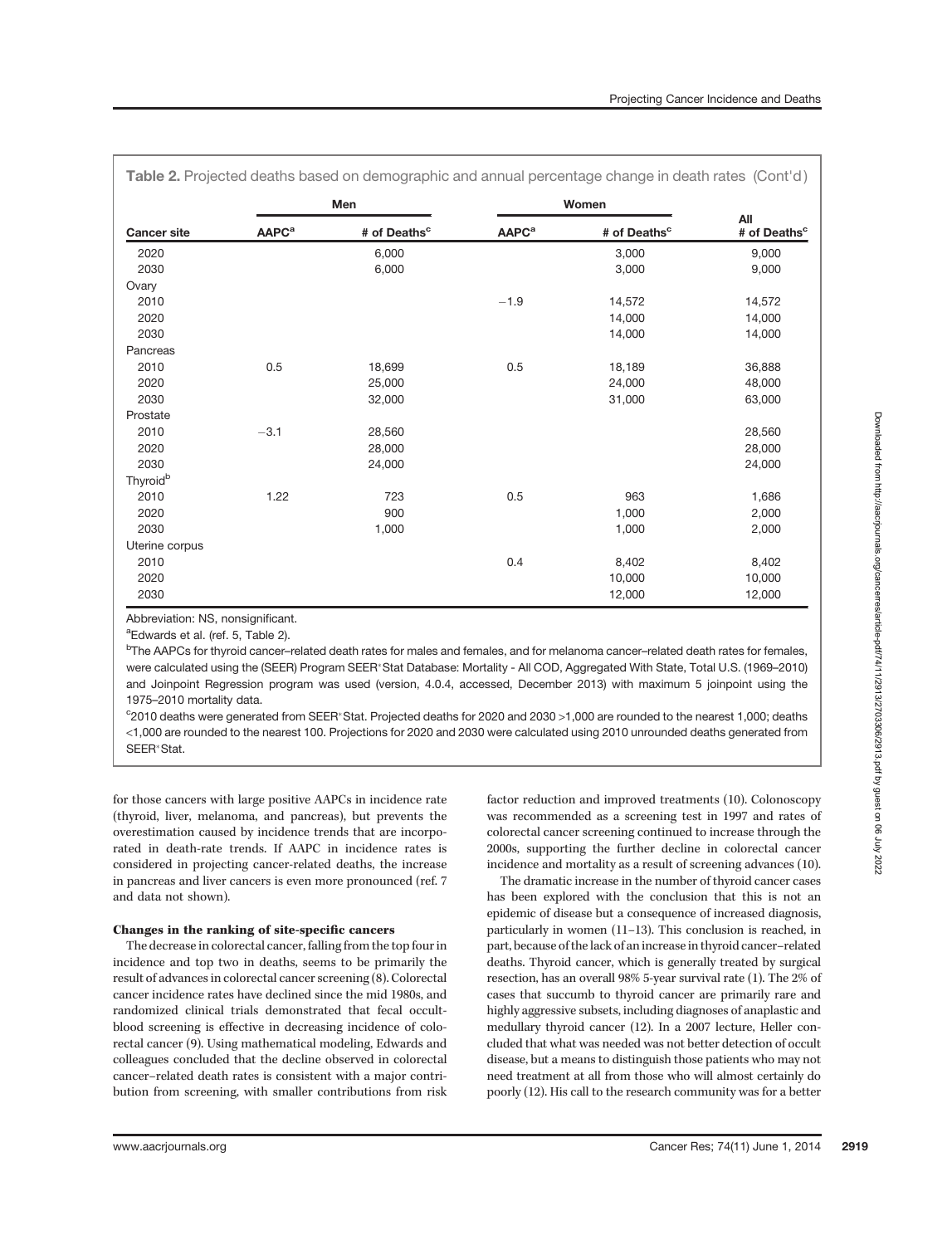**Table 2.** Projected deaths based on demographic and annual percentage change in death rates (Cont'd)

| Cancer site | Men | | Women | | All |
|---|---|---|---|---|---|
| | AAPC[a] | # of Deaths[c] | AAPC[a] | # of Deaths[c] | # of Deaths[c] |
| 2020 | | 6,000 | | 3,000 | 9,000 |
| 2030 | | 6,000 | | 3,000 | 9,000 |
| Ovary | | | | | |
| 2010 | | | −1.9 | 14,572 | 14,572 |
| 2020 | | | | 14,000 | 14,000 |
| 2030 | | | | 14,000 | 14,000 |
| Pancreas | | | | | |
| 2010 | 0.5 | 18,699 | 0.5 | 18,189 | 36,888 |
| 2020 | | 25,000 | | 24,000 | 48,000 |
| 2030 | | 32,000 | | 31,000 | 63,000 |
| Prostate | | | | | |
| 2010 | −3.1 | 28,560 | | | 28,560 |
| 2020 | | 28,000 | | | 28,000 |
| 2030 | | 24,000 | | | 24,000 |
| Thyroid[b] | | | | | |
| 2010 | 1.22 | 723 | 0.5 | 963 | 1,686 |
| 2020 | | 900 | | 1,000 | 2,000 |
| 2030 | | 1,000 | | 1,000 | 2,000 |
| Uterine corpus | | | | | |
| 2010 | | | 0.4 | 8,402 | 8,402 |
| 2020 | | | | 10,000 | 10,000 |
| 2030 | | | | 12,000 | 12,000 |

Abbreviation: NS, nonsignificant.

[a]Edwards et al. (ref. 5, Table 2).

[b]The AAPCs for thyroid cancer–related death rates for males and females, and for melanoma cancer–related death rates for females, were calculated using the (SEER) Program SEER*Stat Database: Mortality - All COD, Aggregated With State, Total U.S. (1969–2010) and Joinpoint Regression program was used (version, 4.0.4, accessed, December 2013) with maximum 5 joinpoint using the 1975–2010 mortality data.

[c]2010 deaths were generated from SEER*Stat. Projected deaths for 2020 and 2030 >1,000 are rounded to the nearest 1,000; deaths <1,000 are rounded to the nearest 100. Projections for 2020 and 2030 were calculated using 2010 unrounded deaths generated from SEER*Stat.

for those cancers with large positive AAPCs in incidence rate (thyroid, liver, melanoma, and pancreas), but prevents the overestimation caused by incidence trends that are incorporated in death-rate trends. If AAPC in incidence rates is considered in projecting cancer-related deaths, the increase in pancreas and liver cancers is even more pronounced (ref. 7 and data not shown).

### Changes in the ranking of site-specific cancers

The decrease in colorectal cancer, falling from the top four in incidence and top two in deaths, seems to be primarily the result of advances in colorectal cancer screening (8). Colorectal cancer incidence rates have declined since the mid 1980s, and randomized clinical trials demonstrated that fecal occult-blood screening is effective in decreasing incidence of colorectal cancer (9). Using mathematical modeling, Edwards and colleagues concluded that the decline observed in colorectal cancer–related death rates is consistent with a major contribution from screening, with smaller contributions from risk factor reduction and improved treatments (10). Colonoscopy was recommended as a screening test in 1997 and rates of colorectal cancer screening continued to increase through the 2000s, supporting the further decline in colorectal cancer incidence and mortality as a result of screening advances (10).

The dramatic increase in the number of thyroid cancer cases has been explored with the conclusion that this is not an epidemic of disease but a consequence of increased diagnosis, particularly in women (11–13). This conclusion is reached, in part, because of the lack of an increase in thyroid cancer–related deaths. Thyroid cancer, which is generally treated by surgical resection, has an overall 98% 5-year survival rate (1). The 2% of cases that succumb to thyroid cancer are primarily rare and highly aggressive subsets, including diagnoses of anaplastic and medullary thyroid cancer (12). In a 2007 lecture, Heller concluded that what was needed was not better detection of occult disease, but a means to distinguish those patients who may not need treatment at all from those who will almost certainly do poorly (12). His call to the research community was for a better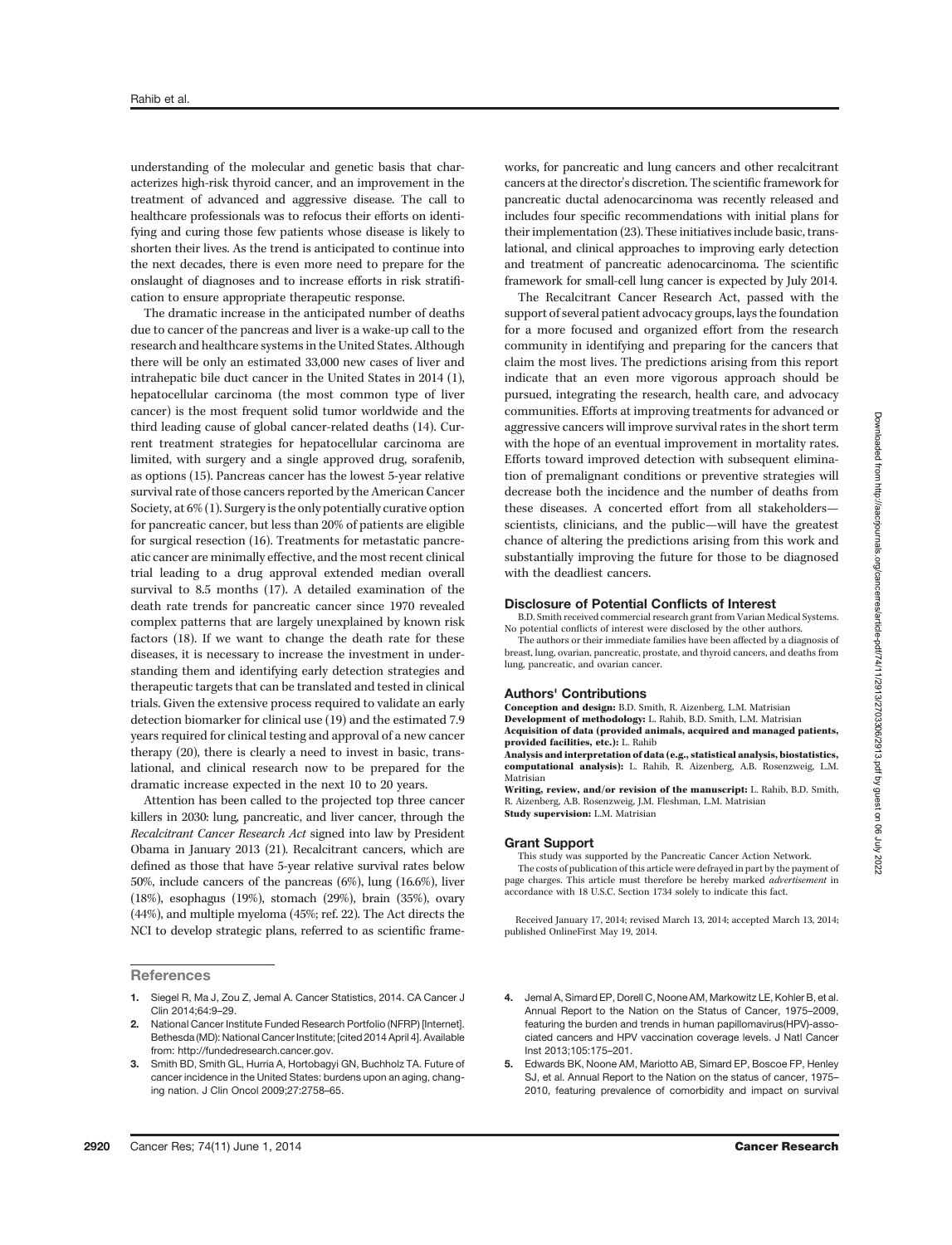understanding of the molecular and genetic basis that characterizes high-risk thyroid cancer, and an improvement in the treatment of advanced and aggressive disease. The call to healthcare professionals was to refocus their efforts on identifying and curing those few patients whose disease is likely to shorten their lives. As the trend is anticipated to continue into the next decades, there is even more need to prepare for the onslaught of diagnoses and to increase efforts in risk stratification to ensure appropriate therapeutic response.

The dramatic increase in the anticipated number of deaths due to cancer of the pancreas and liver is a wake-up call to the research and healthcare systems in the United States. Although there will be only an estimated 33,000 new cases of liver and intrahepatic bile duct cancer in the United States in 2014 (1), hepatocellular carcinoma (the most common type of liver cancer) is the most frequent solid tumor worldwide and the third leading cause of global cancer-related deaths (14). Current treatment strategies for hepatocellular carcinoma are limited, with surgery and a single approved drug, sorafenib, as options (15). Pancreas cancer has the lowest 5-year relative survival rate of those cancers reported by the American Cancer Society, at 6% (1). Surgery is the only potentially curative option for pancreatic cancer, but less than 20% of patients are eligible for surgical resection (16). Treatments for metastatic pancreatic cancer are minimally effective, and the most recent clinical trial leading to a drug approval extended median overall survival to 8.5 months (17). A detailed examination of the death rate trends for pancreatic cancer since 1970 revealed complex patterns that are largely unexplained by known risk factors (18). If we want to change the death rate for these diseases, it is necessary to increase the investment in understanding them and identifying early detection strategies and therapeutic targets that can be translated and tested in clinical trials. Given the extensive process required to validate an early detection biomarker for clinical use (19) and the estimated 7.9 years required for clinical testing and approval of a new cancer therapy (20), there is clearly a need to invest in basic, translational, and clinical research now to be prepared for the dramatic increase expected in the next 10 to 20 years.

Attention has been called to the projected top three cancer killers in 2030: lung, pancreatic, and liver cancer, through the *Recalcitrant Cancer Research Act* signed into law by President Obama in January 2013 (21). Recalcitrant cancers, which are defined as those that have 5-year relative survival rates below 50%, include cancers of the pancreas (6%), lung (16.6%), liver (18%), esophagus (19%), stomach (29%), brain (35%), ovary (44%), and multiple myeloma (45%; ref. 22). The Act directs the NCI to develop strategic plans, referred to as scientific frameworks, for pancreatic and lung cancers and other recalcitrant cancers at the director's discretion. The scientific framework for pancreatic ductal adenocarcinoma was recently released and includes four specific recommendations with initial plans for their implementation (23). These initiatives include basic, translational, and clinical approaches to improving early detection and treatment of pancreatic adenocarcinoma. The scientific framework for small-cell lung cancer is expected by July 2014.

The Recalcitrant Cancer Research Act, passed with the support of several patient advocacy groups, lays the foundation for a more focused and organized effort from the research community in identifying and preparing for the cancers that claim the most lives. The predictions arising from this report indicate that an even more vigorous approach should be pursued, integrating the research, health care, and advocacy communities. Efforts at improving treatments for advanced or aggressive cancers will improve survival rates in the short term with the hope of an eventual improvement in mortality rates. Efforts toward improved detection with subsequent elimination of premalignant conditions or preventive strategies will decrease both the incidence and the number of deaths from these diseases. A concerted effort from all stakeholders—scientists, clinicians, and the public—will have the greatest chance of altering the predictions arising from this work and substantially improving the future for those to be diagnosed with the deadliest cancers.

## Disclosure of Potential Conflicts of Interest

B.D. Smith received commercial research grant from Varian Medical Systems. No potential conflicts of interest were disclosed by the other authors.

The authors or their immediate families have been affected by a diagnosis of breast, lung, ovarian, pancreatic, prostate, and thyroid cancers, and deaths from lung, pancreatic, and ovarian cancer.

## Authors' Contributions

**Conception and design:** B.D. Smith, R. Aizenberg, L.M. Matrisian
**Development of methodology:** L. Rahib, B.D. Smith, L.M. Matrisian
**Acquisition of data (provided animals, acquired and managed patients, provided facilities, etc.):** L. Rahib
**Analysis and interpretation of data (e.g., statistical analysis, biostatistics, computational analysis):** L. Rahib, R. Aizenberg, A.B. Rosenzweig, L.M. Matrisian
**Writing, review, and/or revision of the manuscript:** L. Rahib, B.D. Smith, R. Aizenberg, A.B. Rosenzweig, J.M. Fleshman, L.M. Matrisian
**Study supervision:** L.M. Matrisian

## Grant Support

This study was supported by the Pancreatic Cancer Action Network.

The costs of publication of this article were defrayed in part by the payment of page charges. This article must therefore be hereby marked *advertisement* in accordance with 18 U.S.C. Section 1734 solely to indicate this fact.

Received January 17, 2014; revised March 13, 2014; accepted March 13, 2014; published OnlineFirst May 19, 2014.

## References

1. Siegel R, Ma J, Zou Z, Jemal A. Cancer Statistics, 2014. CA Cancer J Clin 2014;64:9–29.
2. National Cancer Institute Funded Research Portfolio (NFRP) [Internet]. Bethesda (MD): National Cancer Institute; [cited 2014 April 4]. Available from: http://fundedresearch.cancer.gov.
3. Smith BD, Smith GL, Hurria A, Hortobagyi GN, Buchholz TA. Future of cancer incidence in the United States: burdens upon an aging, changing nation. J Clin Oncol 2009;27:2758–65.
4. Jemal A, Simard EP, Dorell C, Noone AM, Markowitz LE, Kohler B, et al. Annual Report to the Nation on the Status of Cancer, 1975–2009, featuring the burden and trends in human papillomavirus(HPV)-associated cancers and HPV vaccination coverage levels. J Natl Cancer Inst 2013;105:175–201.
5. Edwards BK, Noone AM, Mariotto AB, Simard EP, Boscoe FP, Henley SJ, et al. Annual Report to the Nation on the status of cancer, 1975–2010, featuring prevalence of comorbidity and impact on survival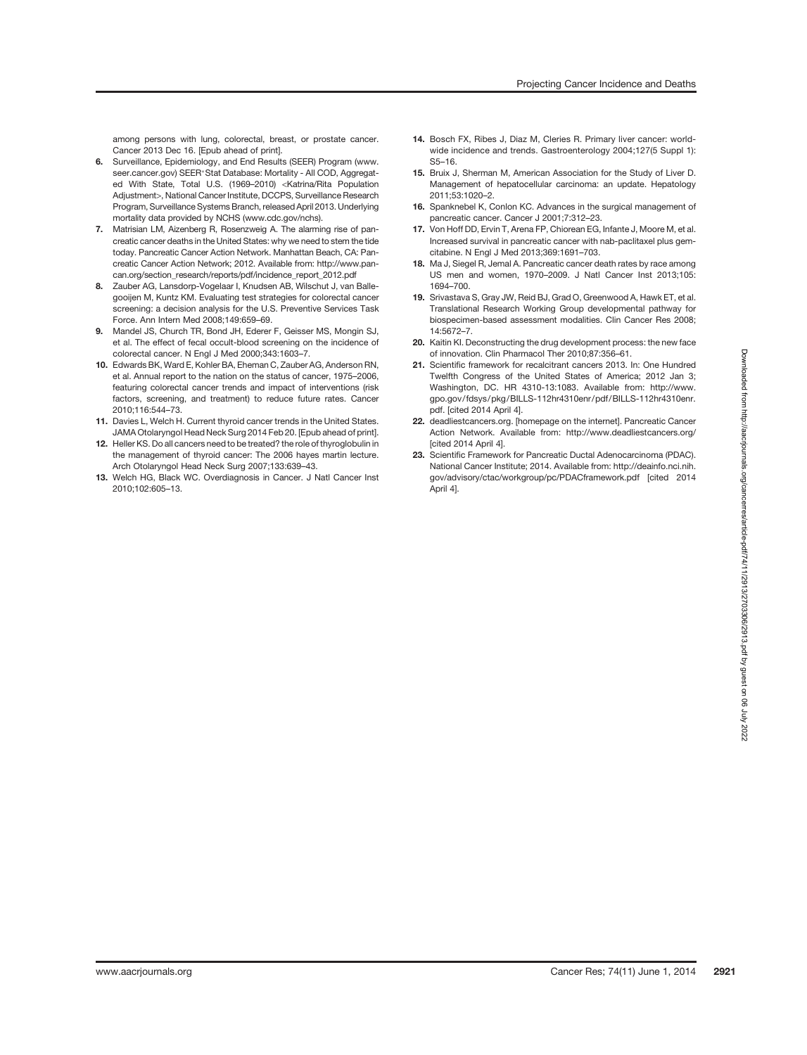among persons with lung, colorectal, breast, or prostate cancer. Cancer 2013 Dec 16. [Epub ahead of print].

6. Surveillance, Epidemiology, and End Results (SEER) Program (www.seer.cancer.gov) SEER*Stat Database: Mortality - All COD, Aggregated With State, Total U.S. (1969–2010) <Katrina/Rita Population Adjustment>, National Cancer Institute, DCCPS, Surveillance Research Program, Surveillance Systems Branch, released April 2013. Underlying mortality data provided by NCHS (www.cdc.gov/nchs).
7. Matrisian LM, Aizenberg R, Rosenzweig A. The alarming rise of pancreatic cancer deaths in the United States: why we need to stem the tide today. Pancreatic Cancer Action Network. Manhattan Beach, CA: Pancreatic Cancer Action Network; 2012. Available from: http://www.pancan.org/section_research/reports/pdf/incidence_report_2012.pdf
8. Zauber AG, Lansdorp-Vogelaar I, Knudsen AB, Wilschut J, van Ballegooijen M, Kuntz KM. Evaluating test strategies for colorectal cancer screening: a decision analysis for the U.S. Preventive Services Task Force. Ann Intern Med 2008;149:659–69.
9. Mandel JS, Church TR, Bond JH, Ederer F, Geisser MS, Mongin SJ, et al. The effect of fecal occult-blood screening on the incidence of colorectal cancer. N Engl J Med 2000;343:1603–7.
10. Edwards BK, Ward E, Kohler BA, Eheman C, Zauber AG, Anderson RN, et al. Annual report to the nation on the status of cancer, 1975–2006, featuring colorectal cancer trends and impact of interventions (risk factors, screening, and treatment) to reduce future rates. Cancer 2010;116:544–73.
11. Davies L, Welch H. Current thyroid cancer trends in the United States. JAMA Otolaryngol Head Neck Surg 2014 Feb 20. [Epub ahead of print].
12. Heller KS. Do all cancers need to be treated? the role of thyroglobulin in the management of thyroid cancer: The 2006 hayes martin lecture. Arch Otolaryngol Head Neck Surg 2007;133:639–43.
13. Welch HG, Black WC. Overdiagnosis in Cancer. J Natl Cancer Inst 2010;102:605–13.
14. Bosch FX, Ribes J, Diaz M, Cleries R. Primary liver cancer: worldwide incidence and trends. Gastroenterology 2004;127(5 Suppl 1): S5–16.
15. Bruix J, Sherman M, American Association for the Study of Liver D. Management of hepatocellular carcinoma: an update. Hepatology 2011;53:1020–2.
16. Spanknebel K, Conlon KC. Advances in the surgical management of pancreatic cancer. Cancer J 2001;7:312–23.
17. Von Hoff DD, Ervin T, Arena FP, Chiorean EG, Infante J, Moore M, et al. Increased survival in pancreatic cancer with nab-paclitaxel plus gemcitabine. N Engl J Med 2013;369:1691–703.
18. Ma J, Siegel R, Jemal A. Pancreatic cancer death rates by race among US men and women, 1970–2009. J Natl Cancer Inst 2013;105: 1694–700.
19. Srivastava S, Gray JW, Reid BJ, Grad O, Greenwood A, Hawk ET, et al. Translational Research Working Group developmental pathway for biospecimen-based assessment modalities. Clin Cancer Res 2008; 14:5672–7.
20. Kaitin KI. Deconstructing the drug development process: the new face of innovation. Clin Pharmacol Ther 2010;87:356–61.
21. Scientific framework for recalcitrant cancers 2013. In: One Hundred Twelfth Congress of the United States of America; 2012 Jan 3; Washington, DC. HR 4310-13:1083. Available from: http://www.gpo.gov/fdsys/pkg/BILLS-112hr4310enr/pdf/BILLS-112hr4310enr.pdf. [cited 2014 April 4].
22. deadliestcancers.org. [homepage on the internet]. Pancreatic Cancer Action Network. Available from: http://www.deadliestcancers.org/ [cited 2014 April 4].
23. Scientific Framework for Pancreatic Ductal Adenocarcinoma (PDAC). National Cancer Institute; 2014. Available from: http://deainfo.nci.nih.gov/advisory/ctac/workgroup/pc/PDACframework.pdf [cited 2014 April 4].